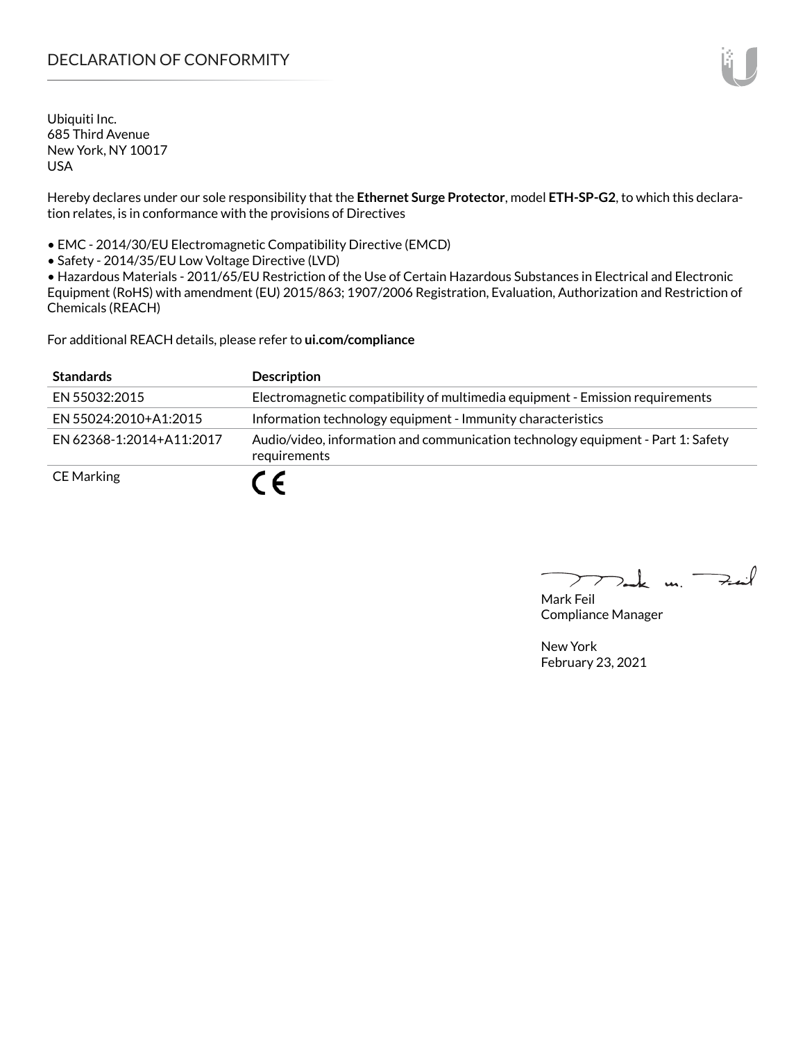# DECLARATION OF CONFORMITY

Ubiquiti Inc.
685 Third Avenue
New York, NY 10017
USA

Hereby declares under our sole responsibility that the **Ethernet Surge Protector**, model **ETH-SP-G2**, to which this declaration relates, is in conformance with the provisions of Directives

- EMC - 2014/30/EU Electromagnetic Compatibility Directive (EMCD)
- Safety - 2014/35/EU Low Voltage Directive (LVD)
- Hazardous Materials - 2011/65/EU Restriction of the Use of Certain Hazardous Substances in Electrical and Electronic Equipment (RoHS) with amendment (EU) 2015/863; 1907/2006 Registration, Evaluation, Authorization and Restriction of Chemicals (REACH)

For additional REACH details, please refer to **ui.com/compliance**

| **Standards** | **Description** |
|---|---|
| EN 55032:2015 | Electromagnetic compatibility of multimedia equipment - Emission requirements |
| EN 55024:2010+A1:2015 | Information technology equipment - Immunity characteristics |
| EN 62368-1:2014+A11:2017 | Audio/video, information and communication technology equipment - Part 1: Safety requirements |
| CE Marking | CE |

Mark Feil
Compliance Manager

New York
February 23, 2021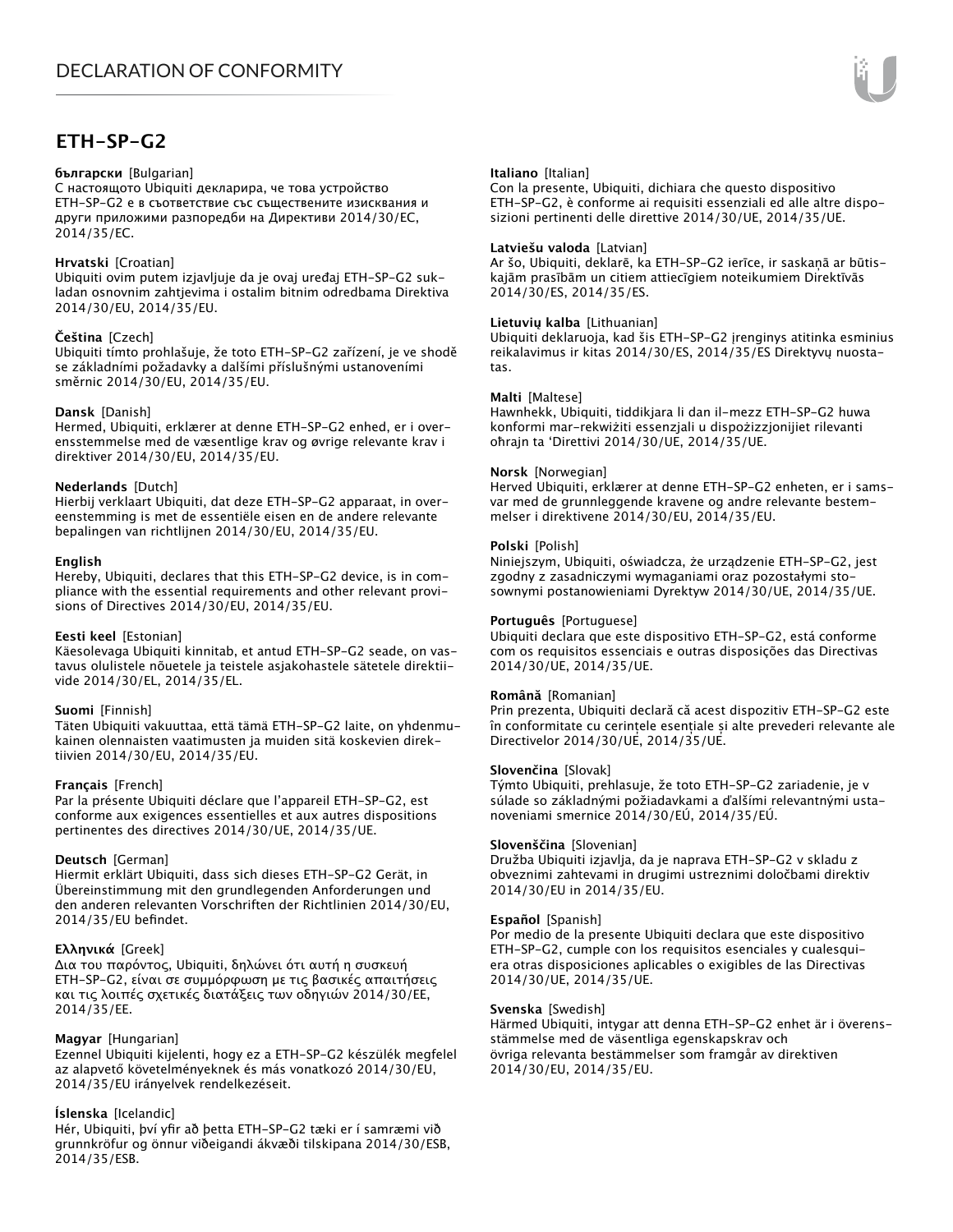# DECLARATION OF CONFORMITY

## ETH-SP-G2

**български** [Bulgarian]
С настоящото Ubiquiti декларира, че това устройство ETH-SP-G2 е в съответствие със съществените изисквания и други приложими разпоредби на Директиви 2014/30/ЕС, 2014/35/ЕС.

**Hrvatski** [Croatian]
Ubiquiti ovim putem izjavljuje da je ovaj uređaj ETH-SP-G2 sukladan osnovnim zahtjevima i ostalim bitnim odredbama Direktiva 2014/30/EU, 2014/35/EU.

**Čeština** [Czech]
Ubiquiti tímto prohlašuje, že toto ETH-SP-G2 zařízení, je ve shodě se základními požadavky a dalšími příslušnými ustanoveními směrnic 2014/30/EU, 2014/35/EU.

**Dansk** [Danish]
Hermed, Ubiquiti, erklærer at denne ETH-SP-G2 enhed, er i overensstemmelse med de væsentlige krav og øvrige relevante krav i direktiver 2014/30/EU, 2014/35/EU.

**Nederlands** [Dutch]
Hierbij verklaart Ubiquiti, dat deze ETH-SP-G2 apparaat, in overeenstemming is met de essentiële eisen en de andere relevante bepalingen van richtlijnen 2014/30/EU, 2014/35/EU.

**English**
Hereby, Ubiquiti, declares that this ETH-SP-G2 device, is in compliance with the essential requirements and other relevant provisions of Directives 2014/30/EU, 2014/35/EU.

**Eesti keel** [Estonian]
Käesolevaga Ubiquiti kinnitab, et antud ETH-SP-G2 seade, on vastavus olulistele nõuetele ja teistele asjakohastele sätetele direktiivide 2014/30/EL, 2014/35/EL.

**Suomi** [Finnish]
Täten Ubiquiti vakuuttaa, että tämä ETH-SP-G2 laite, on yhdenmukainen olennaisten vaatimusten ja muiden sitä koskevien direktiivien 2014/30/EU, 2014/35/EU.

**Français** [French]
Par la présente Ubiquiti déclare que l'appareil ETH-SP-G2, est conforme aux exigences essentielles et aux autres dispositions pertinentes des directives 2014/30/UE, 2014/35/UE.

**Deutsch** [German]
Hiermit erklärt Ubiquiti, dass sich dieses ETH-SP-G2 Gerät, in Übereinstimmung mit den grundlegenden Anforderungen und den anderen relevanten Vorschriften der Richtlinien 2014/30/EU, 2014/35/EU befindet.

**Ελληνικά** [Greek]
Δια του παρόντος, Ubiquiti, δηλώνει ότι αυτή η συσκευή ETH-SP-G2, είναι σε συμμόρφωση με τις βασικές απαιτήσεις και τις λοιπές σχετικές διατάξεις των οδηγιών 2014/30/EE, 2014/35/EE.

**Magyar** [Hungarian]
Ezennel Ubiquiti kijelenti, hogy ez a ETH-SP-G2 készülék megfelel az alapvető követelményeknek és más vonatkozó 2014/30/EU, 2014/35/EU irányelvek rendelkezéseit.

**Íslenska** [Icelandic]
Hér, Ubiquiti, því yfir að þetta ETH-SP-G2 tæki er í samræmi við grunnkröfur og önnur viðeigandi ákvæði tilskipana 2014/30/ESB, 2014/35/ESB.

**Italiano** [Italian]
Con la presente, Ubiquiti, dichiara che questo dispositivo ETH-SP-G2, è conforme ai requisiti essenziali ed alle altre disposizioni pertinenti delle direttive 2014/30/UE, 2014/35/UE.

**Latviešu valoda** [Latvian]
Ar šo, Ubiquiti, deklarē, ka ETH-SP-G2 ierīce, ir saskaņā ar būtiskajām prasībām un citiem attiecīgiem noteikumiem Direktīvās 2014/30/ES, 2014/35/ES.

**Lietuvių kalba** [Lithuanian]
Ubiquiti deklaruoja, kad šis ETH-SP-G2 įrenginys atitinka esminius reikalavimus ir kitas 2014/30/ES, 2014/35/ES Direktyvų nuostatas.

**Malti** [Maltese]
Hawnhekk, Ubiquiti, tiddikjara li dan il-mezz ETH-SP-G2 huwa konformi mar-rekwiżiti essenzjali u dispożizzjonijiet rilevanti oħrajn ta 'Direttivi 2014/30/UE, 2014/35/UE.

**Norsk** [Norwegian]
Herved Ubiquiti, erklærer at denne ETH-SP-G2 enheten, er i samsvar med de grunnleggende kravene og andre relevante bestemmelser i direktivene 2014/30/EU, 2014/35/EU.

**Polski** [Polish]
Niniejszym, Ubiquiti, oświadcza, że urządzenie ETH-SP-G2, jest zgodny z zasadniczymi wymaganiami oraz pozostałymi stosownymi postanowieniami Dyrektyw 2014/30/UE, 2014/35/UE.

**Português** [Portuguese]
Ubiquiti declara que este dispositivo ETH-SP-G2, está conforme com os requisitos essenciais e outras disposições das Directivas 2014/30/UE, 2014/35/UE.

**Română** [Romanian]
Prin prezenta, Ubiquiti declară că acest dispozitiv ETH-SP-G2 este în conformitate cu cerințele esențiale și alte prevederi relevante ale Directivelor 2014/30/UE, 2014/35/UE.

**Slovenčina** [Slovak]
Týmto Ubiquiti, prehlasuje, že toto ETH-SP-G2 zariadenie, je v súlade so základnými požiadavkami a ďalšími relevantnými ustanoveniami smernice 2014/30/EÚ, 2014/35/EÚ.

**Slovenščina** [Slovenian]
Družba Ubiquiti izjavlja, da je naprava ETH-SP-G2 v skladu z obveznimi zahtevami in drugimi ustreznimi določbami direktiv 2014/30/EU in 2014/35/EU.

**Español** [Spanish]
Por medio de la presente Ubiquiti declara que este dispositivo ETH-SP-G2, cumple con los requisitos esenciales y cualesquiera otras disposiciones aplicables o exigibles de las Directivas 2014/30/UE, 2014/35/UE.

**Svenska** [Swedish]
Härmed Ubiquiti, intygar att denna ETH-SP-G2 enhet är i överensstämmelse med de väsentliga egenskapskrav och övriga relevanta bestämmelser som framgår av direktiven 2014/30/EU, 2014/35/EU.